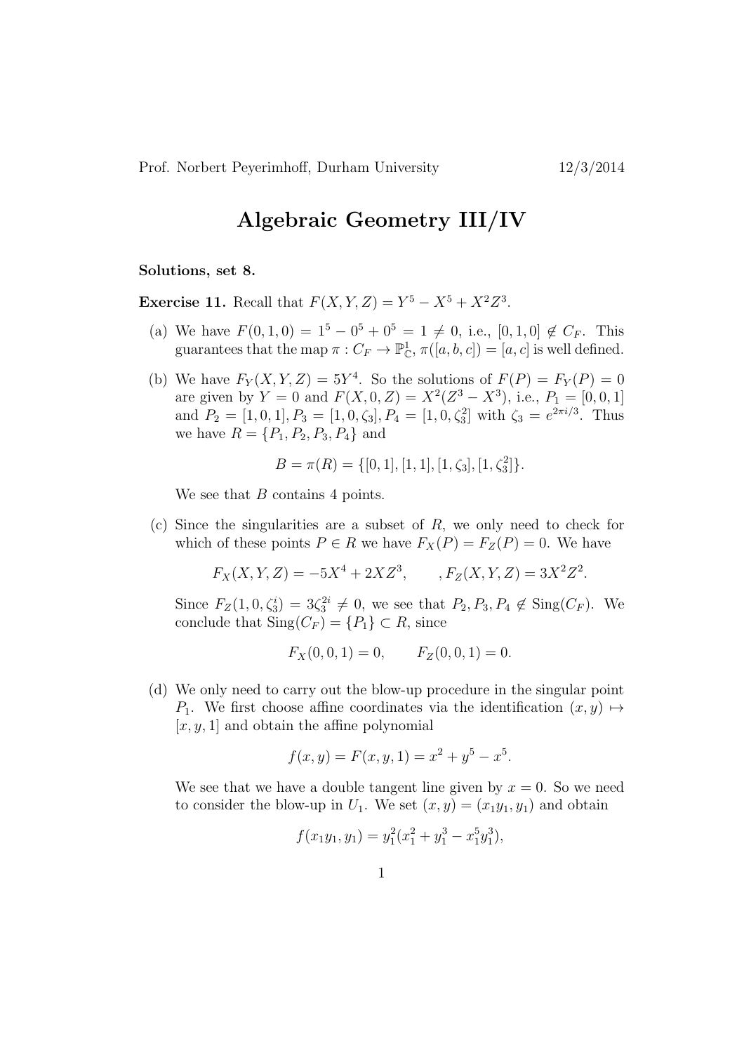Prof. Norbert Peyerimhoff, Durham University 12/3/2014

# Algebraic Geometry III/IV

**Solutions, set 8.**

**Exercise 11.** Recall that $F(X,Y,Z) = Y^5 - X^5 + X^2Z^3$.

(a) We have $F(0,1,0) = 1^5 - 0^5 + 0^5 = 1 \neq 0$, i.e., $[0,1,0] \notin C_F$. This guarantees that the map $\pi : C_F \to \mathbb{P}^1_{\mathbb{C}}$, $\pi([a,b,c]) = [a,c]$ is well defined.

(b) We have $F_Y(X,Y,Z) = 5Y^4$. So the solutions of $F(P) = F_Y(P) = 0$ are given by $Y = 0$ and $F(X,0,Z) = X^2(Z^3 - X^3)$, i.e., $P_1 = [0,0,1]$ and $P_2 = [1,0,1], P_3 = [1,0,\zeta_3], P_4 = [1,0,\zeta_3^2]$ with $\zeta_3 = e^{2\pi i/3}$. Thus we have $R = \{P_1, P_2, P_3, P_4\}$ and

$$B = \pi(R) = \{[0,1],[1,1],[1,\zeta_3],[1,\zeta_3^2]\}.$$

We see that $B$ contains 4 points.

(c) Since the singularities are a subset of $R$, we only need to check for which of these points $P \in R$ we have $F_X(P) = F_Z(P) = 0$. We have

$$F_X(X,Y,Z) = -5X^4 + 2XZ^3, \qquad , F_Z(X,Y,Z) = 3X^2Z^2.$$

Since $F_Z(1,0,\zeta_3^i) = 3\zeta_3^{2i} \neq 0$, we see that $P_2, P_3, P_4 \notin \mathrm{Sing}(C_F)$. We conclude that $\mathrm{Sing}(C_F) = \{P_1\} \subset R$, since

$$F_X(0,0,1) = 0, \qquad F_Z(0,0,1) = 0.$$

(d) We only need to carry out the blow-up procedure in the singular point $P_1$. We first choose affine coordinates via the identification $(x,y) \mapsto [x,y,1]$ and obtain the affine polynomial

$$f(x,y) = F(x,y,1) = x^2 + y^5 - x^5.$$

We see that we have a double tangent line given by $x = 0$. So we need to consider the blow-up in $U_1$. We set $(x,y) = (x_1y_1, y_1)$ and obtain

$$f(x_1y_1, y_1) = y_1^2(x_1^2 + y_1^3 - x_1^5y_1^3),$$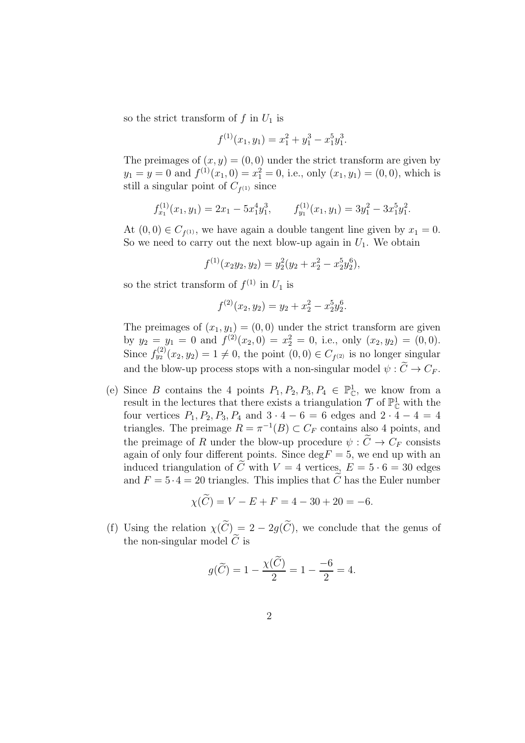so the strict transform of $f$ in $U_1$ is

$$f^{(1)}(x_1, y_1) = x_1^2 + y_1^3 - x_1^5 y_1^3.$$

The preimages of $(x, y) = (0, 0)$ under the strict transform are given by $y_1 = y = 0$ and $f^{(1)}(x_1, 0) = x_1^2 = 0$, i.e., only $(x_1, y_1) = (0, 0)$, which is still a singular point of $C_{f^{(1)}}$ since

$$f_{x_1}^{(1)}(x_1, y_1) = 2x_1 - 5x_1^4 y_1^3, \qquad f_{y_1}^{(1)}(x_1, y_1) = 3y_1^2 - 3x_1^5 y_1^2.$$

At $(0, 0) \in C_{f^{(1)}}$, we have again a double tangent line given by $x_1 = 0$. So we need to carry out the next blow-up again in $U_1$. We obtain

$$f^{(1)}(x_2 y_2, y_2) = y_2^2 (y_2 + x_2^2 - x_2^5 y_2^6),$$

so the strict transform of $f^{(1)}$ in $U_1$ is

$$f^{(2)}(x_2, y_2) = y_2 + x_2^2 - x_2^5 y_2^6.$$

The preimages of $(x_1, y_1) = (0, 0)$ under the strict transform are given by $y_2 = y_1 = 0$ and $f^{(2)}(x_2, 0) = x_2^2 = 0$, i.e., only $(x_2, y_2) = (0, 0)$. Since $f_{y_2}^{(2)}(x_2, y_2) = 1 \neq 0$, the point $(0, 0) \in C_{f^{(2)}}$ is no longer singular and the blow-up process stops with a non-singular model $\psi : \widetilde{C} \to C_F$.

(e) Since $B$ contains the 4 points $P_1, P_2, P_3, P_4 \in \mathbb{P}^1_{\mathbb{C}}$, we know from a result in the lectures that there exists a triangulation $\mathcal{T}$ of $\mathbb{P}^1_{\mathbb{C}}$ with the four vertices $P_1, P_2, P_3, P_4$ and $3 \cdot 4 - 6 = 6$ edges and $2 \cdot 4 - 4 = 4$ triangles. The preimage $R = \pi^{-1}(B) \subset C_F$ contains also 4 points, and the preimage of $R$ under the blow-up procedure $\psi : \widetilde{C} \to C_F$ consists again of only four different points. Since $\deg F = 5$, we end up with an induced triangulation of $\widetilde{C}$ with $V = 4$ vertices, $E = 5 \cdot 6 = 30$ edges and $F = 5 \cdot 4 = 20$ triangles. This implies that $\widetilde{C}$ has the Euler number

$$\chi(\widetilde{C}) = V - E + F = 4 - 30 + 20 = -6.$$

(f) Using the relation $\chi(\widetilde{C}) = 2 - 2g(\widetilde{C})$, we conclude that the genus of the non-singular model $\widetilde{C}$ is

$$g(\widetilde{C}) = 1 - \frac{\chi(\widetilde{C})}{2} = 1 - \frac{-6}{2} = 4.$$